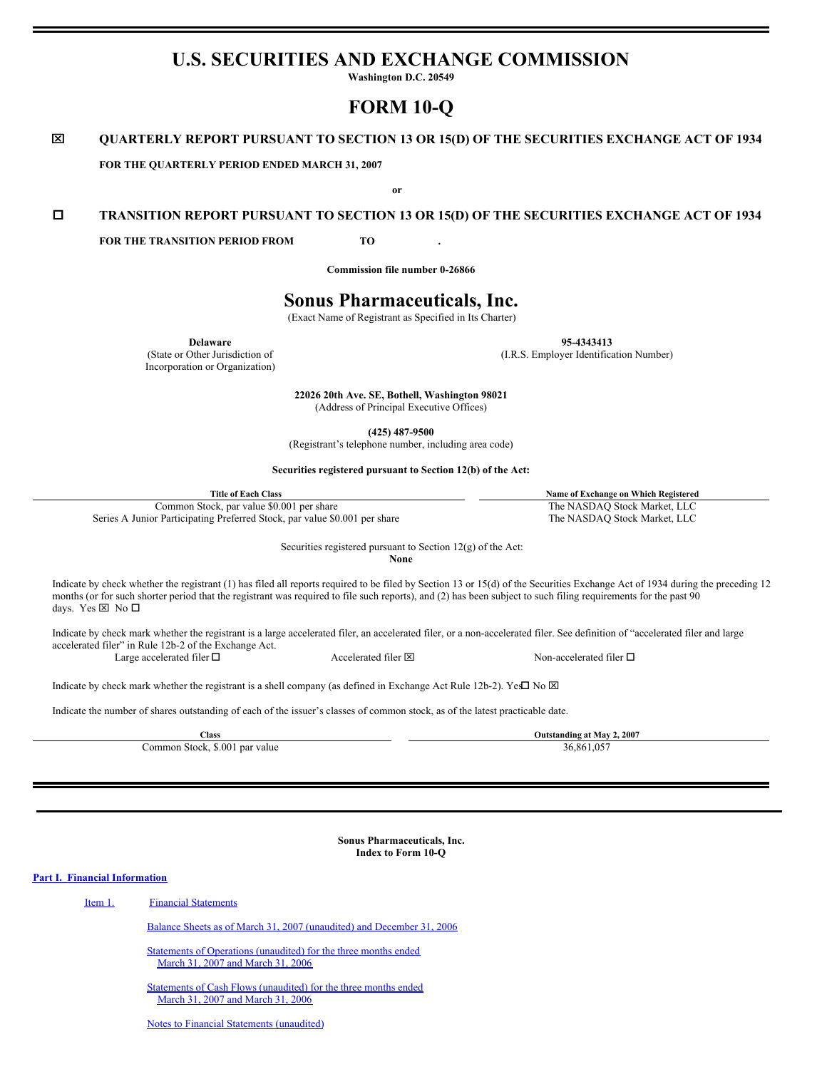# U.S. SECURITIES AND EXCHANGE COMMISSION

**Washington D.C. 20549**

# FORM 10-Q

☒ **QUARTERLY REPORT PURSUANT TO SECTION 13 OR 15(D) OF THE SECURITIES EXCHANGE ACT OF 1934**

**FOR THE QUARTERLY PERIOD ENDED MARCH 31, 2007**

**or**

☐ **TRANSITION REPORT PURSUANT TO SECTION 13 OR 15(D) OF THE SECURITIES EXCHANGE ACT OF 1934**

**FOR THE TRANSITION PERIOD FROM TO .**

**Commission file number 0-26866**

# Sonus Pharmaceuticals, Inc.

(Exact Name of Registrant as Specified in Its Charter)

| **Delaware** | **95-4343413** |
|---|---|
| (State or Other Jurisdiction of Incorporation or Organization) | (I.R.S. Employer Identification Number) |

**22026 20th Ave. SE, Bothell, Washington 98021**
(Address of Principal Executive Offices)

**(425) 487-9500**
(Registrant's telephone number, including area code)

**Securities registered pursuant to Section 12(b) of the Act:**

| Title of Each Class | Name of Exchange on Which Registered |
|---|---|
| Common Stock, par value $0.001 per share | The NASDAQ Stock Market, LLC |
| Series A Junior Participating Preferred Stock, par value $0.001 per share | The NASDAQ Stock Market, LLC |

Securities registered pursuant to Section 12(g) of the Act:
**None**

Indicate by check whether the registrant (1) has filed all reports required to be filed by Section 13 or 15(d) of the Securities Exchange Act of 1934 during the preceding 12 months (or for such shorter period that the registrant was required to file such reports), and (2) has been subject to such filing requirements for the past 90 days. Yes ☒ No ☐

Indicate by check mark whether the registrant is a large accelerated filer, an accelerated filer, or a non-accelerated filer. See definition of "accelerated filer and large accelerated filer" in Rule 12b-2 of the Exchange Act.

Large accelerated filer ☐ Accelerated filer ☒ Non-accelerated filer ☐

Indicate by check mark whether the registrant is a shell company (as defined in Exchange Act Rule 12b-2). Yes ☐ No ☒

Indicate the number of shares outstanding of each of the issuer's classes of common stock, as of the latest practicable date.

| Class | Outstanding at May 2, 2007 |
|---|---|
| Common Stock, $.001 par value | 36,861,057 |

**Sonus Pharmaceuticals, Inc.**
**Index to Form 10-Q**

**Part I. Financial Information**

Item 1. Financial Statements

- Balance Sheets as of March 31, 2007 (unaudited) and December 31, 2006
- Statements of Operations (unaudited) for the three months ended March 31, 2007 and March 31, 2006
- Statements of Cash Flows (unaudited) for the three months ended March 31, 2007 and March 31, 2006
- Notes to Financial Statements (unaudited)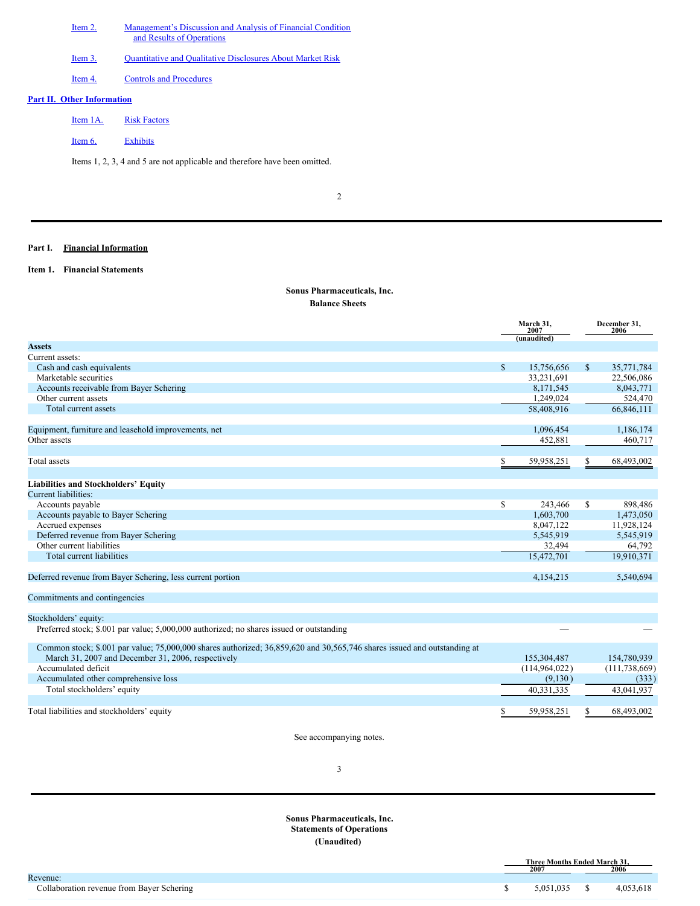Item 2. Management's Discussion and Analysis of Financial Condition and Results of Operations

Item 3. Quantitative and Qualitative Disclosures About Market Risk

Item 4. Controls and Procedures

**Part II. Other Information**

Item 1A. Risk Factors

Item 6. Exhibits

Items 1, 2, 3, 4 and 5 are not applicable and therefore have been omitted.

---

**Part I. Financial Information**

**Item 1. Financial Statements**

**Sonus Pharmaceuticals, Inc.**
**Balance Sheets**

| | March 31, 2007 (unaudited) | December 31, 2006 |
|---|---|---|
| **Assets** | | |
| Current assets: | | |
| Cash and cash equivalents | $ 15,756,656 | $ 35,771,784 |
| Marketable securities | 33,231,691 | 22,506,086 |
| Accounts receivable from Bayer Schering | 8,171,545 | 8,043,771 |
| Other current assets | 1,249,024 | 524,470 |
| Total current assets | 58,408,916 | 66,846,111 |
| Equipment, furniture and leasehold improvements, net | 1,096,454 | 1,186,174 |
| Other assets | 452,881 | 460,717 |
| Total assets | $ 59,958,251 | $ 68,493,002 |
| **Liabilities and Stockholders' Equity** | | |
| Current liabilities: | | |
| Accounts payable | $ 243,466 | $ 898,486 |
| Accounts payable to Bayer Schering | 1,603,700 | 1,473,050 |
| Accrued expenses | 8,047,122 | 11,928,124 |
| Deferred revenue from Bayer Schering | 5,545,919 | 5,545,919 |
| Other current liabilities | 32,494 | 64,792 |
| Total current liabilities | 15,472,701 | 19,910,371 |
| Deferred revenue from Bayer Schering, less current portion | 4,154,215 | 5,540,694 |
| Commitments and contingencies | | |
| Stockholders' equity: | | |
| Preferred stock; $.001 par value; 5,000,000 authorized; no shares issued or outstanding | — | — |
| Common stock; $.001 par value; 75,000,000 shares authorized; 36,859,620 and 30,565,746 shares issued and outstanding at March 31, 2007 and December 31, 2006, respectively | 155,304,487 | 154,780,939 |
| Accumulated deficit | (114,964,022) | (111,738,669) |
| Accumulated other comprehensive loss | (9,130) | (333) |
| Total stockholders' equity | 40,331,335 | 43,041,937 |
| Total liabilities and stockholders' equity | $ 59,958,251 | $ 68,493,002 |

See accompanying notes.

---

**Sonus Pharmaceuticals, Inc.**
**Statements of Operations**
**(Unaudited)**

| | Three Months Ended March 31, 2007 | 2006 |
|---|---|---|
| Revenue: | | |
| Collaboration revenue from Bayer Schering | $ 5,051,035 | $ 4,053,618 |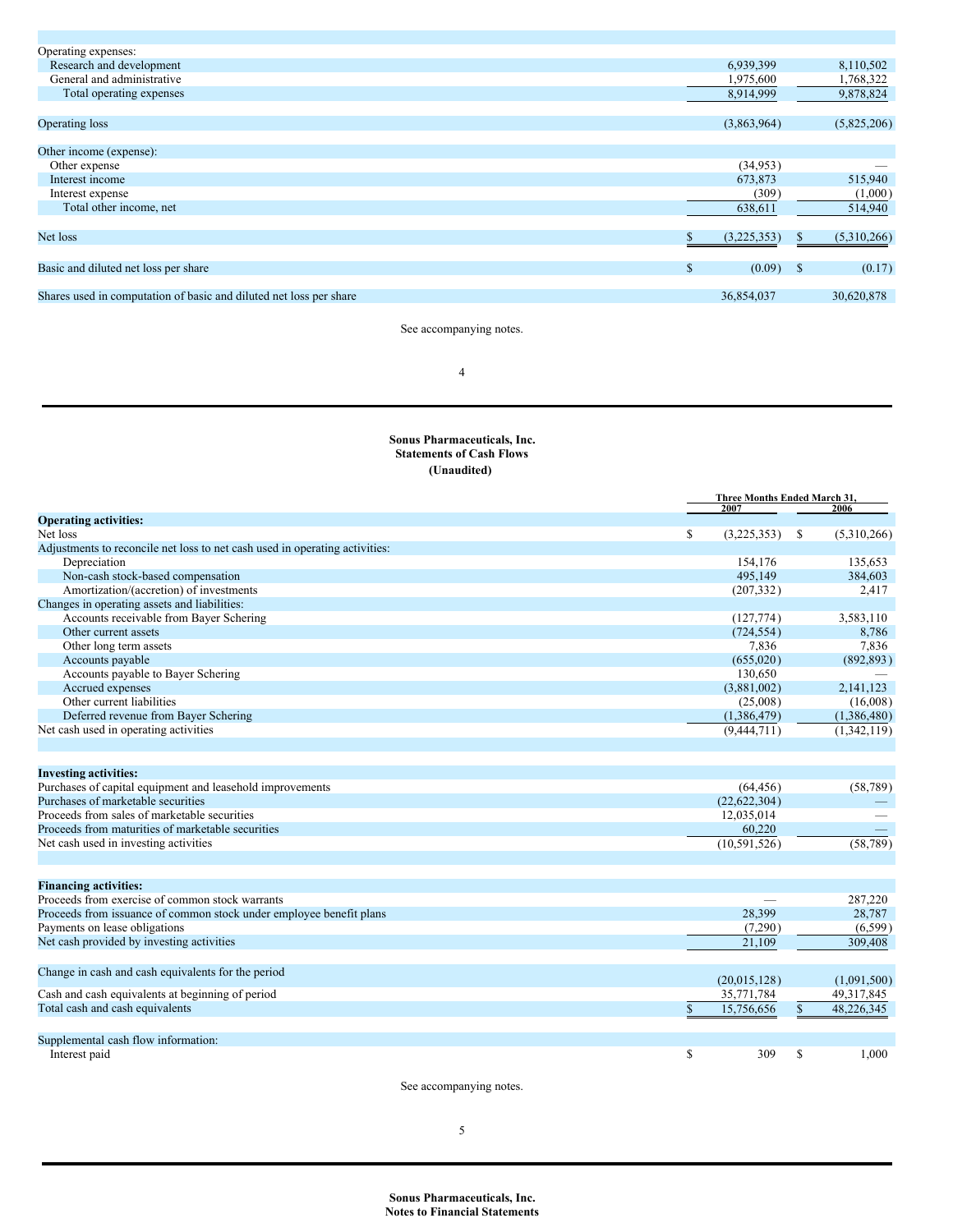| | | |
|---|---|---|
| Operating expenses: | | |
| Research and development | 6,939,399 | 8,110,502 |
| General and administrative | 1,975,600 | 1,768,322 |
| Total operating expenses | 8,914,999 | 9,878,824 |
| | | |
| Operating loss | (3,863,964) | (5,825,206) |
| | | |
| Other income (expense): | | |
| Other expense | (34,953) | — |
| Interest income | 673,873 | 515,940 |
| Interest expense | (309) | (1,000) |
| Total other income, net | 638,611 | 514,940 |
| | | |
| Net loss | $ (3,225,353) | $ (5,310,266) |
| | | |
| Basic and diluted net loss per share | $ (0.09) | $ (0.17) |
| | | |
| Shares used in computation of basic and diluted net loss per share | 36,854,037 | 30,620,878 |

See accompanying notes.

**Sonus Pharmaceuticals, Inc.**
**Statements of Cash Flows**
**(Unaudited)**

| | Three Months Ended March 31, | |
|---|---|---|
| | 2007 | 2006 |
| **Operating activities:** | | |
| Net loss | $ (3,225,353) | $ (5,310,266) |
| Adjustments to reconcile net loss to net cash used in operating activities: | | |
| Depreciation | 154,176 | 135,653 |
| Non-cash stock-based compensation | 495,149 | 384,603 |
| Amortization/(accretion) of investments | (207,332) | 2,417 |
| Changes in operating assets and liabilities: | | |
| Accounts receivable from Bayer Schering | (127,774) | 3,583,110 |
| Other current assets | (724,554) | 8,786 |
| Other long term assets | 7,836 | 7,836 |
| Accounts payable | (655,020) | (892,893) |
| Accounts payable to Bayer Schering | 130,650 | — |
| Accrued expenses | (3,881,002) | 2,141,123 |
| Other current liabilities | (25,008) | (16,008) |
| Deferred revenue from Bayer Schering | (1,386,479) | (1,386,480) |
| Net cash used in operating activities | (9,444,711) | (1,342,119) |
| | | |
| **Investing activities:** | | |
| Purchases of capital equipment and leasehold improvements | (64,456) | (58,789) |
| Purchases of marketable securities | (22,622,304) | — |
| Proceeds from sales of marketable securities | 12,035,014 | — |
| Proceeds from maturities of marketable securities | 60,220 | — |
| Net cash used in investing activities | (10,591,526) | (58,789) |
| | | |
| **Financing activities:** | | |
| Proceeds from exercise of common stock warrants | — | 287,220 |
| Proceeds from issuance of common stock under employee benefit plans | 28,399 | 28,787 |
| Payments on lease obligations | (7,290) | (6,599) |
| Net cash provided by investing activities | 21,109 | 309,408 |
| | | |
| Change in cash and cash equivalents for the period | (20,015,128) | (1,091,500) |
| Cash and cash equivalents at beginning of period | 35,771,784 | 49,317,845 |
| Total cash and cash equivalents | $ 15,756,656 | $ 48,226,345 |
| | | |
| Supplemental cash flow information: | | |
| Interest paid | $ 309 | $ 1,000 |

See accompanying notes.

**Sonus Pharmaceuticals, Inc.**
**Notes to Financial Statements**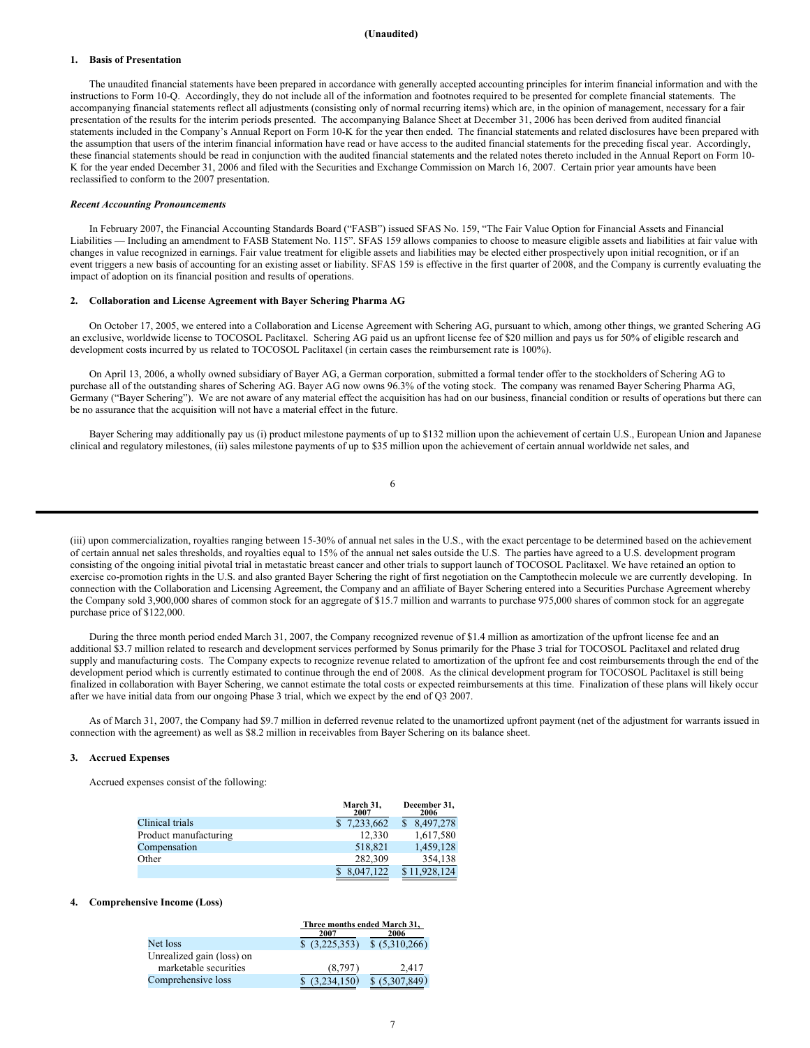**(Unaudited)**

## 1. Basis of Presentation

The unaudited financial statements have been prepared in accordance with generally accepted accounting principles for interim financial information and with the instructions to Form 10-Q. Accordingly, they do not include all of the information and footnotes required to be presented for complete financial statements. The accompanying financial statements reflect all adjustments (consisting only of normal recurring items) which are, in the opinion of management, necessary for a fair presentation of the results for the interim periods presented. The accompanying Balance Sheet at December 31, 2006 has been derived from audited financial statements included in the Company's Annual Report on Form 10-K for the year then ended. The financial statements and related disclosures have been prepared with the assumption that users of the interim financial information have read or have access to the audited financial statements for the preceding fiscal year. Accordingly, these financial statements should be read in conjunction with the audited financial statements and the related notes thereto included in the Annual Report on Form 10-K for the year ended December 31, 2006 and filed with the Securities and Exchange Commission on March 16, 2007. Certain prior year amounts have been reclassified to conform to the 2007 presentation.

***Recent Accounting Pronouncements***

In February 2007, the Financial Accounting Standards Board ("FASB") issued SFAS No. 159, "The Fair Value Option for Financial Assets and Financial Liabilities — Including an amendment to FASB Statement No. 115". SFAS 159 allows companies to choose to measure eligible assets and liabilities at fair value with changes in value recognized in earnings. Fair value treatment for eligible assets and liabilities may be elected either prospectively upon initial recognition, or if an event triggers a new basis of accounting for an existing asset or liability. SFAS 159 is effective in the first quarter of 2008, and the Company is currently evaluating the impact of adoption on its financial position and results of operations.

## 2. Collaboration and License Agreement with Bayer Schering Pharma AG

On October 17, 2005, we entered into a Collaboration and License Agreement with Schering AG, pursuant to which, among other things, we granted Schering AG an exclusive, worldwide license to TOCOSOL Paclitaxel. Schering AG paid us an upfront license fee of $20 million and pays us for 50% of eligible research and development costs incurred by us related to TOCOSOL Paclitaxel (in certain cases the reimbursement rate is 100%).

On April 13, 2006, a wholly owned subsidiary of Bayer AG, a German corporation, submitted a formal tender offer to the stockholders of Schering AG to purchase all of the outstanding shares of Schering AG. Bayer AG now owns 96.3% of the voting stock. The company was renamed Bayer Schering Pharma AG, Germany ("Bayer Schering"). We are not aware of any material effect the acquisition has had on our business, financial condition or results of operations but there can be no assurance that the acquisition will not have a material effect in the future.

Bayer Schering may additionally pay us (i) product milestone payments of up to $132 million upon the achievement of certain U.S., European Union and Japanese clinical and regulatory milestones, (ii) sales milestone payments of up to $35 million upon the achievement of certain annual worldwide net sales, and (iii) upon commercialization, royalties ranging between 15-30% of annual net sales in the U.S., with the exact percentage to be determined based on the achievement of certain annual net sales thresholds, and royalties equal to 15% of the annual net sales outside the U.S. The parties have agreed to a U.S. development program consisting of the ongoing initial pivotal trial in metastatic breast cancer and other trials to support launch of TOCOSOL Paclitaxel. We have retained an option to exercise co-promotion rights in the U.S. and also granted Bayer Schering the right of first negotiation on the Camptothecin molecule we are currently developing. In connection with the Collaboration and Licensing Agreement, the Company and an affiliate of Bayer Schering entered into a Securities Purchase Agreement whereby the Company sold 3,900,000 shares of common stock for an aggregate of $15.7 million and warrants to purchase 975,000 shares of common stock for an aggregate purchase price of $122,000.

During the three month period ended March 31, 2007, the Company recognized revenue of $1.4 million as amortization of the upfront license fee and an additional $3.7 million related to research and development services performed by Sonus primarily for the Phase 3 trial for TOCOSOL Paclitaxel and related drug supply and manufacturing costs. The Company expects to recognize revenue related to amortization of the upfront fee and cost reimbursements through the end of the development period which is currently estimated to continue through the end of 2008. As the clinical development program for TOCOSOL Paclitaxel is still being finalized in collaboration with Bayer Schering, we cannot estimate the total costs or expected reimbursements at this time. Finalization of these plans will likely occur after we have initial data from our ongoing Phase 3 trial, which we expect by the end of Q3 2007.

As of March 31, 2007, the Company had $9.7 million in deferred revenue related to the unamortized upfront payment (net of the adjustment for warrants issued in connection with the agreement) as well as $8.2 million in receivables from Bayer Schering on its balance sheet.

## 3. Accrued Expenses

Accrued expenses consist of the following:

| | March 31, 2007 | December 31, 2006 |
|---|---|---|
| Clinical trials | $ 7,233,662 | $ 8,497,278 |
| Product manufacturing | 12,330 | 1,617,580 |
| Compensation | 518,821 | 1,459,128 |
| Other | 282,309 | 354,138 |
| | $ 8,047,122 | $ 11,928,124 |

## 4. Comprehensive Income (Loss)

| | Three months ended March 31, | |
|---|---|---|
| | 2007 | 2006 |
| Net loss | $ (3,225,353) | $ (5,310,266) |
| Unrealized gain (loss) on marketable securities | (8,797) | 2,417 |
| Comprehensive loss | $ (3,234,150) | $ (5,307,849) |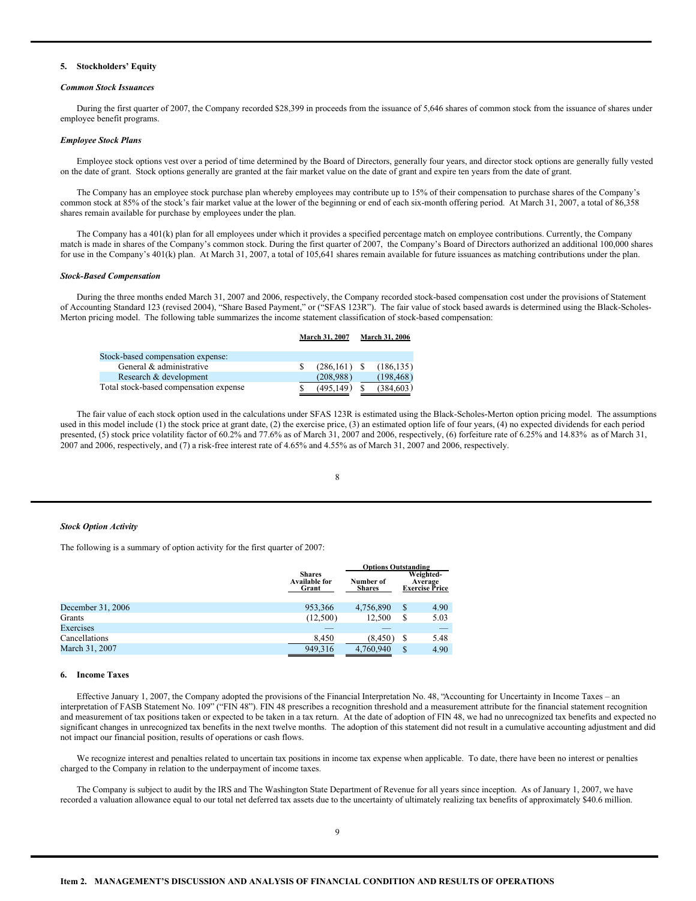### 5. Stockholders' Equity

***Common Stock Issuances***

During the first quarter of 2007, the Company recorded $28,399 in proceeds from the issuance of 5,646 shares of common stock from the issuance of shares under employee benefit programs.

***Employee Stock Plans***

Employee stock options vest over a period of time determined by the Board of Directors, generally four years, and director stock options are generally fully vested on the date of grant. Stock options generally are granted at the fair market value on the date of grant and expire ten years from the date of grant.

The Company has an employee stock purchase plan whereby employees may contribute up to 15% of their compensation to purchase shares of the Company's common stock at 85% of the stock's fair market value at the lower of the beginning or end of each six-month offering period. At March 31, 2007, a total of 86,358 shares remain available for purchase by employees under the plan.

The Company has a 401(k) plan for all employees under which it provides a specified percentage match on employee contributions. Currently, the Company match is made in shares of the Company's common stock. During the first quarter of 2007, the Company's Board of Directors authorized an additional 100,000 shares for use in the Company's 401(k) plan. At March 31, 2007, a total of 105,641 shares remain available for future issuances as matching contributions under the plan.

***Stock-Based Compensation***

During the three months ended March 31, 2007 and 2006, respectively, the Company recorded stock-based compensation cost under the provisions of Statement of Accounting Standard 123 (revised 2004), "Share Based Payment," or ("SFAS 123R"). The fair value of stock based awards is determined using the Black-Scholes-Merton pricing model. The following table summarizes the income statement classification of stock-based compensation:

| | March 31, 2007 | March 31, 2006 |
|---|---|---|
| Stock-based compensation expense: | | |
| General & administrative | $ (286,161) | $ (186,135) |
| Research & development | (208,988) | (198,468) |
| Total stock-based compensation expense | $ (495,149) | $ (384,603) |

The fair value of each stock option used in the calculations under SFAS 123R is estimated using the Black-Scholes-Merton option pricing model. The assumptions used in this model include (1) the stock price at grant date, (2) the exercise price, (3) an estimated option life of four years, (4) no expected dividends for each period presented, (5) stock price volatility factor of 60.2% and 77.6% as of March 31, 2007 and 2006, respectively, (6) forfeiture rate of 6.25% and 14.83% as of March 31, 2007 and 2006, respectively, and (7) a risk-free interest rate of 4.65% and 4.55% as of March 31, 2007 and 2006, respectively.

***Stock Option Activity***

The following is a summary of option activity for the first quarter of 2007:

| | Shares Available for Grant | Options Outstanding | |
|---|---|---|---|
| | | Number of Shares | Weighted-Average Exercise Price |
| December 31, 2006 | 953,366 | 4,756,890 | $ 4.90 |
| Grants | (12,500) | 12,500 | $ 5.03 |
| Exercises | — | — | — |
| Cancellations | 8,450 | (8,450) | $ 5.48 |
| March 31, 2007 | 949,316 | 4,760,940 | $ 4.90 |

### 6. Income Taxes

Effective January 1, 2007, the Company adopted the provisions of the Financial Interpretation No. 48, "Accounting for Uncertainty in Income Taxes – an interpretation of FASB Statement No. 109" ("FIN 48"). FIN 48 prescribes a recognition threshold and a measurement attribute for the financial statement recognition and measurement of tax positions taken or expected to be taken in a tax return. At the date of adoption of FIN 48, we had no unrecognized tax benefits and expected no significant changes in unrecognized tax benefits in the next twelve months. The adoption of this statement did not result in a cumulative accounting adjustment and did not impact our financial position, results of operations or cash flows.

We recognize interest and penalties related to uncertain tax positions in income tax expense when applicable. To date, there have been no interest or penalties charged to the Company in relation to the underpayment of income taxes.

The Company is subject to audit by the IRS and The Washington State Department of Revenue for all years since inception. As of January 1, 2007, we have recorded a valuation allowance equal to our total net deferred tax assets due to the uncertainty of ultimately realizing tax benefits of approximately $40.6 million.

## Item 2. MANAGEMENT'S DISCUSSION AND ANALYSIS OF FINANCIAL CONDITION AND RESULTS OF OPERATIONS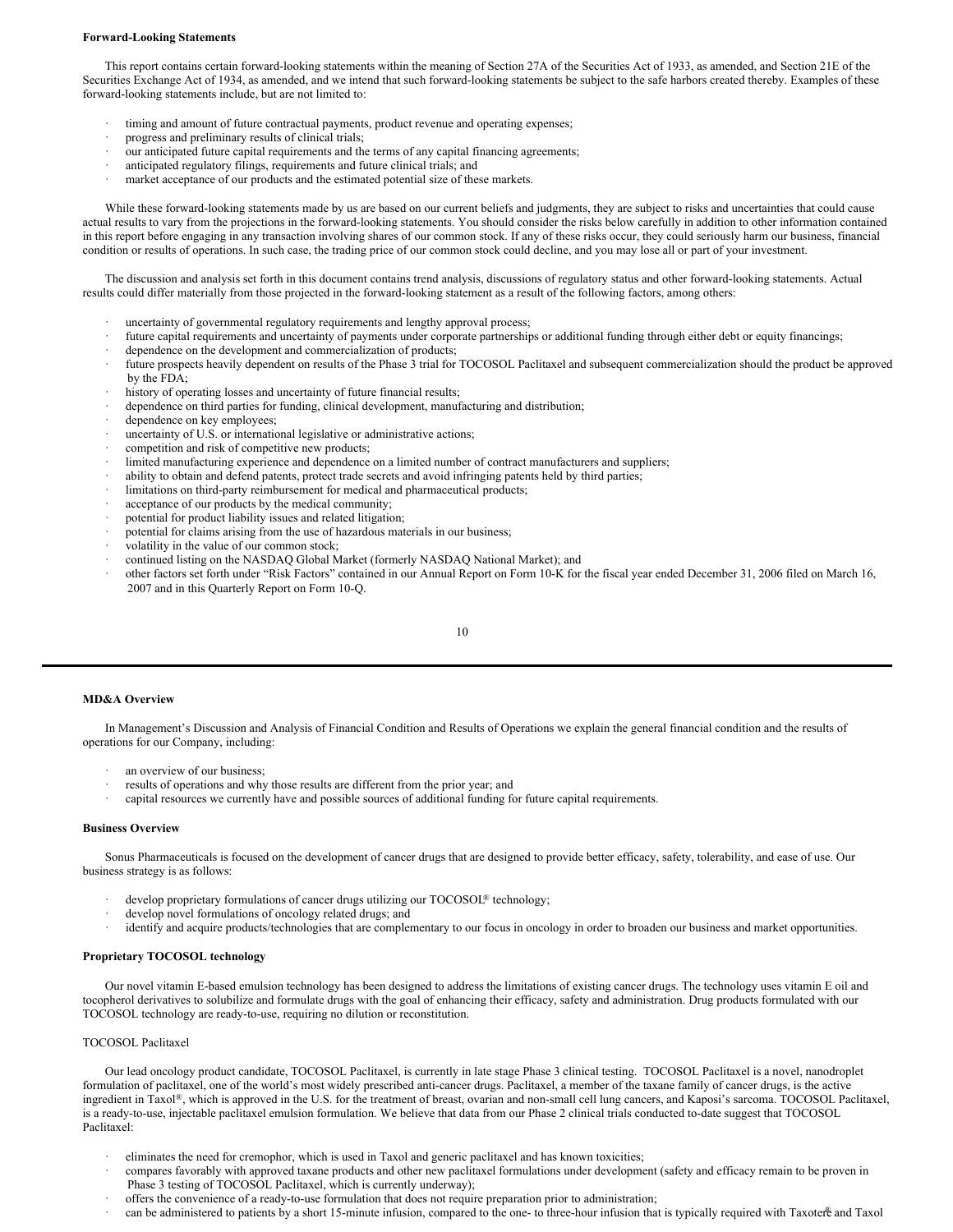**Forward-Looking Statements**

This report contains certain forward-looking statements within the meaning of Section 27A of the Securities Act of 1933, as amended, and Section 21E of the Securities Exchange Act of 1934, as amended, and we intend that such forward-looking statements be subject to the safe harbors created thereby. Examples of these forward-looking statements include, but are not limited to:

- timing and amount of future contractual payments, product revenue and operating expenses;
- progress and preliminary results of clinical trials;
- our anticipated future capital requirements and the terms of any capital financing agreements;
- anticipated regulatory filings, requirements and future clinical trials; and
- market acceptance of our products and the estimated potential size of these markets.

While these forward-looking statements made by us are based on our current beliefs and judgments, they are subject to risks and uncertainties that could cause actual results to vary from the projections in the forward-looking statements. You should consider the risks below carefully in addition to other information contained in this report before engaging in any transaction involving shares of our common stock. If any of these risks occur, they could seriously harm our business, financial condition or results of operations. In such case, the trading price of our common stock could decline, and you may lose all or part of your investment.

The discussion and analysis set forth in this document contains trend analysis, discussions of regulatory status and other forward-looking statements. Actual results could differ materially from those projected in the forward-looking statement as a result of the following factors, among others:

- uncertainty of governmental regulatory requirements and lengthy approval process;
- future capital requirements and uncertainty of payments under corporate partnerships or additional funding through either debt or equity financings;
- dependence on the development and commercialization of products;
- future prospects heavily dependent on results of the Phase 3 trial for TOCOSOL Paclitaxel and subsequent commercialization should the product be approved by the FDA;
- history of operating losses and uncertainty of future financial results;
- dependence on third parties for funding, clinical development, manufacturing and distribution;
- dependence on key employees;
- uncertainty of U.S. or international legislative or administrative actions;
- competition and risk of competitive new products;
- limited manufacturing experience and dependence on a limited number of contract manufacturers and suppliers;
- ability to obtain and defend patents, protect trade secrets and avoid infringing patents held by third parties;
- limitations on third-party reimbursement for medical and pharmaceutical products;
- acceptance of our products by the medical community;
- potential for product liability issues and related litigation;
- potential for claims arising from the use of hazardous materials in our business;
- volatility in the value of our common stock;
- continued listing on the NASDAQ Global Market (formerly NASDAQ National Market); and
- other factors set forth under “Risk Factors” contained in our Annual Report on Form 10-K for the fiscal year ended December 31, 2006 filed on March 16, 2007 and in this Quarterly Report on Form 10-Q.

**MD&A Overview**

In Management’s Discussion and Analysis of Financial Condition and Results of Operations we explain the general financial condition and the results of operations for our Company, including:

- an overview of our business;
- results of operations and why those results are different from the prior year; and
- capital resources we currently have and possible sources of additional funding for future capital requirements.

**Business Overview**

Sonus Pharmaceuticals is focused on the development of cancer drugs that are designed to provide better efficacy, safety, tolerability, and ease of use. Our business strategy is as follows:

- develop proprietary formulations of cancer drugs utilizing our TOCOSOL® technology;
- develop novel formulations of oncology related drugs; and
- identify and acquire products/technologies that are complementary to our focus in oncology in order to broaden our business and market opportunities.

**Proprietary TOCOSOL technology**

Our novel vitamin E-based emulsion technology has been designed to address the limitations of existing cancer drugs. The technology uses vitamin E oil and tocopherol derivatives to solubilize and formulate drugs with the goal of enhancing their efficacy, safety and administration. Drug products formulated with our TOCOSOL technology are ready-to-use, requiring no dilution or reconstitution.

TOCOSOL Paclitaxel

Our lead oncology product candidate, TOCOSOL Paclitaxel, is currently in late stage Phase 3 clinical testing. TOCOSOL Paclitaxel is a novel, nanodroplet formulation of paclitaxel, one of the world’s most widely prescribed anti-cancer drugs. Paclitaxel, a member of the taxane family of cancer drugs, is the active ingredient in Taxol®, which is approved in the U.S. for the treatment of breast, ovarian and non-small cell lung cancers, and Kaposi’s sarcoma. TOCOSOL Paclitaxel, is a ready-to-use, injectable paclitaxel emulsion formulation. We believe that data from our Phase 2 clinical trials conducted to-date suggest that TOCOSOL Paclitaxel:

- eliminates the need for cremophor, which is used in Taxol and generic paclitaxel and has known toxicities;
- compares favorably with approved taxane products and other new paclitaxel formulations under development (safety and efficacy remain to be proven in Phase 3 testing of TOCOSOL Paclitaxel, which is currently underway);
- offers the convenience of a ready-to-use formulation that does not require preparation prior to administration;
- can be administered to patients by a short 15-minute infusion, compared to the one- to three-hour infusion that is typically required with Taxotere® and Taxol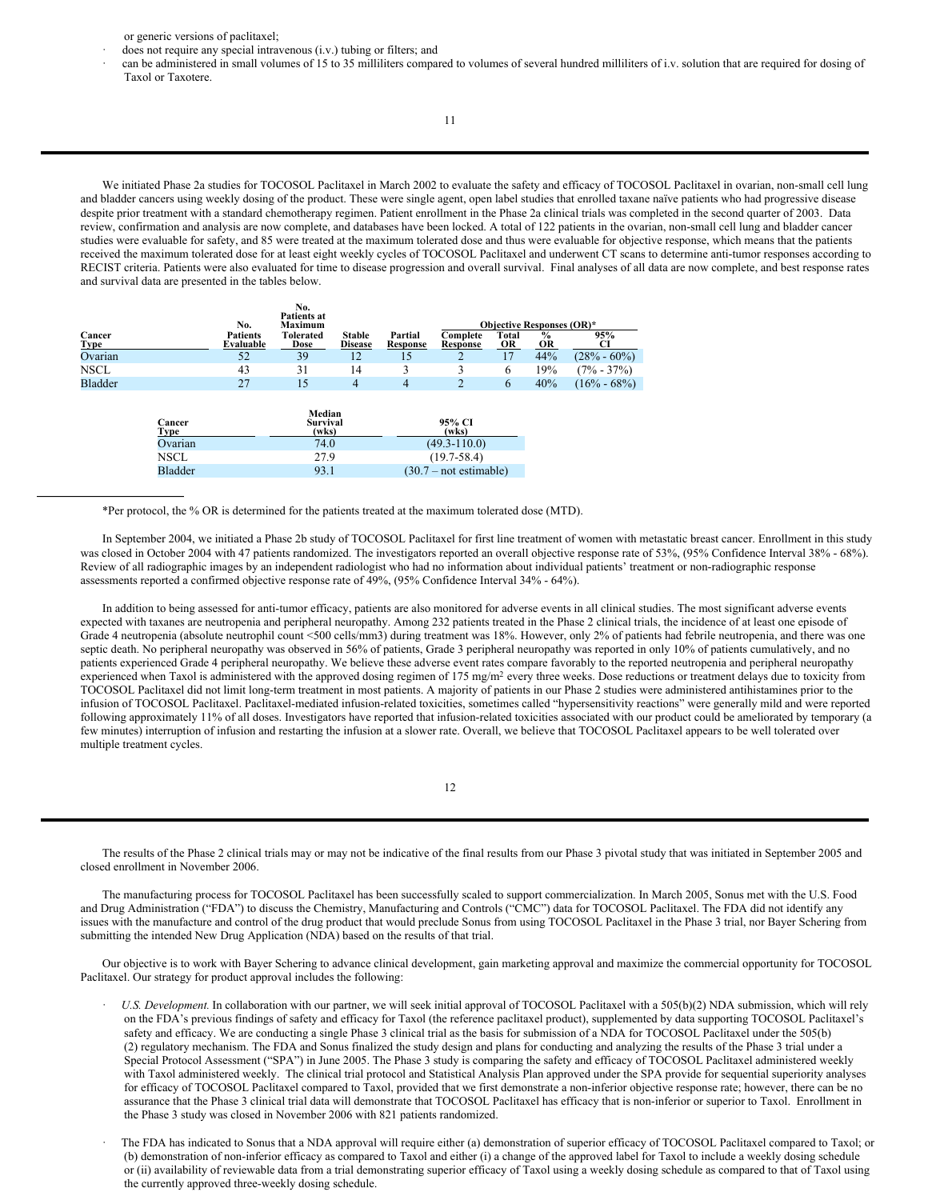or generic versions of paclitaxel;

- does not require any special intravenous (i.v.) tubing or filters; and
- can be administered in small volumes of 15 to 35 milliliters compared to volumes of several hundred milliliters of i.v. solution that are required for dosing of Taxol or Taxotere.

We initiated Phase 2a studies for TOCOSOL Paclitaxel in March 2002 to evaluate the safety and efficacy of TOCOSOL Paclitaxel in ovarian, non-small cell lung and bladder cancers using weekly dosing of the product. These were single agent, open label studies that enrolled taxane naïve patients who had progressive disease despite prior treatment with a standard chemotherapy regimen. Patient enrollment in the Phase 2a clinical trials was completed in the second quarter of 2003. Data review, confirmation and analysis are now complete, and databases have been locked. A total of 122 patients in the ovarian, non-small cell lung and bladder cancer studies were evaluable for safety, and 85 were treated at the maximum tolerated dose and thus were evaluable for objective response, which means that the patients received the maximum tolerated dose for at least eight weekly cycles of TOCOSOL Paclitaxel and underwent CT scans to determine anti-tumor responses according to RECIST criteria. Patients were also evaluated for time to disease progression and overall survival. Final analyses of all data are now complete, and best response rates and survival data are presented in the tables below.

| Cancer Type | No. Patients Evaluable | No. Patients at Maximum Tolerated Dose | Stable Disease | Partial Response | Objective Responses (OR)* Complete Response | Total OR | % OR | 95% CI |
|---|---|---|---|---|---|---|---|---|
| Ovarian | 52 | 39 | 12 | 15 | 2 | 17 | 44% | (28% - 60%) |
| NSCL | 43 | 31 | 14 | 3 | 3 | 6 | 19% | (7% - 37%) |
| Bladder | 27 | 15 | 4 | 4 | 2 | 6 | 40% | (16% - 68%) |

| Cancer Type | Median Survival (wks) | 95% CI (wks) |
|---|---|---|
| Ovarian | 74.0 | (49.3-110.0) |
| NSCL | 27.9 | (19.7-58.4) |
| Bladder | 93.1 | (30.7 – not estimable) |

*Per protocol, the % OR is determined for the patients treated at the maximum tolerated dose (MTD).

In September 2004, we initiated a Phase 2b study of TOCOSOL Paclitaxel for first line treatment of women with metastatic breast cancer. Enrollment in this study was closed in October 2004 with 47 patients randomized. The investigators reported an overall objective response rate of 53%, (95% Confidence Interval 38% - 68%). Review of all radiographic images by an independent radiologist who had no information about individual patients' treatment or non-radiographic response assessments reported a confirmed objective response rate of 49%, (95% Confidence Interval 34% - 64%).

In addition to being assessed for anti-tumor efficacy, patients are also monitored for adverse events in all clinical studies. The most significant adverse events expected with taxanes are neutropenia and peripheral neuropathy. Among 232 patients treated in the Phase 2 clinical trials, the incidence of at least one episode of Grade 4 neutropenia (absolute neutrophil count <500 cells/mm3) during treatment was 18%. However, only 2% of patients had febrile neutropenia, and there was one septic death. No peripheral neuropathy was observed in 56% of patients, Grade 3 peripheral neuropathy was reported in only 10% of patients cumulatively, and no patients experienced Grade 4 peripheral neuropathy. We believe these adverse event rates compare favorably to the reported neutropenia and peripheral neuropathy experienced when Taxol is administered with the approved dosing regimen of 175 mg/$m^2$ every three weeks. Dose reductions or treatment delays due to toxicity from TOCOSOL Paclitaxel did not limit long-term treatment in most patients. A majority of patients in our Phase 2 studies were administered antihistamines prior to the infusion of TOCOSOL Paclitaxel. Paclitaxel-mediated infusion-related toxicities, sometimes called "hypersensitivity reactions" were generally mild and were reported following approximately 11% of all doses. Investigators have reported that infusion-related toxicities associated with our product could be ameliorated by temporary (a few minutes) interruption of infusion and restarting the infusion at a slower rate. Overall, we believe that TOCOSOL Paclitaxel appears to be well tolerated over multiple treatment cycles.

The results of the Phase 2 clinical trials may or may not be indicative of the final results from our Phase 3 pivotal study that was initiated in September 2005 and closed enrollment in November 2006.

The manufacturing process for TOCOSOL Paclitaxel has been successfully scaled to support commercialization. In March 2005, Sonus met with the U.S. Food and Drug Administration ("FDA") to discuss the Chemistry, Manufacturing and Controls ("CMC") data for TOCOSOL Paclitaxel. The FDA did not identify any issues with the manufacture and control of the drug product that would preclude Sonus from using TOCOSOL Paclitaxel in the Phase 3 trial, nor Bayer Schering from submitting the intended New Drug Application (NDA) based on the results of that trial.

Our objective is to work with Bayer Schering to advance clinical development, gain marketing approval and maximize the commercial opportunity for TOCOSOL Paclitaxel. Our strategy for product approval includes the following:

- *U.S. Development.* In collaboration with our partner, we will seek initial approval of TOCOSOL Paclitaxel with a 505(b)(2) NDA submission, which will rely on the FDA's previous findings of safety and efficacy for Taxol (the reference paclitaxel product), supplemented by data supporting TOCOSOL Paclitaxel's safety and efficacy. We are conducting a single Phase 3 clinical trial as the basis for submission of a NDA for TOCOSOL Paclitaxel under the 505(b)(2) regulatory mechanism. The FDA and Sonus finalized the study design and plans for conducting and analyzing the results of the Phase 3 trial under a Special Protocol Assessment ("SPA") in June 2005. The Phase 3 study is comparing the safety and efficacy of TOCOSOL Paclitaxel administered weekly with Taxol administered weekly. The clinical trial protocol and Statistical Analysis Plan approved under the SPA provide for sequential superiority analyses for efficacy of TOCOSOL Paclitaxel compared to Taxol, provided that we first demonstrate a non-inferior objective response rate; however, there can be no assurance that the Phase 3 clinical trial data will demonstrate that TOCOSOL Paclitaxel has efficacy that is non-inferior or superior to Taxol. Enrollment in the Phase 3 study was closed in November 2006 with 821 patients randomized.

- The FDA has indicated to Sonus that a NDA approval will require either (a) demonstration of superior efficacy of TOCOSOL Paclitaxel compared to Taxol; or (b) demonstration of non-inferior efficacy as compared to Taxol and either (i) a change of the approved label for Taxol to include a weekly dosing schedule or (ii) availability of reviewable data from a trial demonstrating superior efficacy of Taxol using a weekly dosing schedule as compared to that of Taxol using the currently approved three-weekly dosing schedule.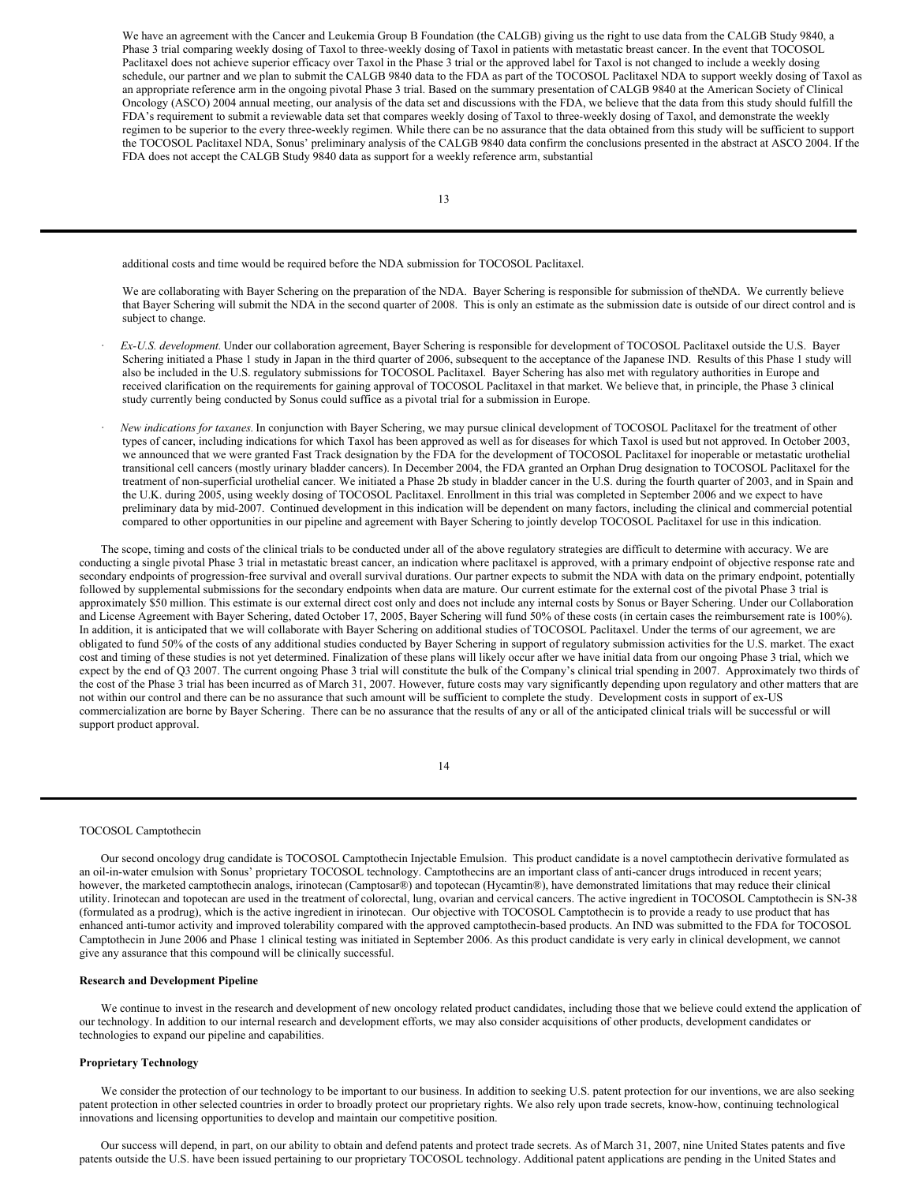We have an agreement with the Cancer and Leukemia Group B Foundation (the CALGB) giving us the right to use data from the CALGB Study 9840, a Phase 3 trial comparing weekly dosing of Taxol to three-weekly dosing of Taxol in patients with metastatic breast cancer. In the event that TOCOSOL Paclitaxel does not achieve superior efficacy over Taxol in the Phase 3 trial or the approved label for Taxol is not changed to include a weekly dosing schedule, our partner and we plan to submit the CALGB 9840 data to the FDA as part of the TOCOSOL Paclitaxel NDA to support weekly dosing of Taxol as an appropriate reference arm in the ongoing pivotal Phase 3 trial. Based on the summary presentation of CALGB 9840 at the American Society of Clinical Oncology (ASCO) 2004 annual meeting, our analysis of the data set and discussions with the FDA, we believe that the data from this study should fulfill the FDA's requirement to submit a reviewable data set that compares weekly dosing of Taxol to three-weekly dosing of Taxol, and demonstrate the weekly regimen to be superior to the every three-weekly regimen. While there can be no assurance that the data obtained from this study will be sufficient to support the TOCOSOL Paclitaxel NDA, Sonus' preliminary analysis of the CALGB 9840 data confirm the conclusions presented in the abstract at ASCO 2004. If the FDA does not accept the CALGB Study 9840 data as support for a weekly reference arm, substantial additional costs and time would be required before the NDA submission for TOCOSOL Paclitaxel.

We are collaborating with Bayer Schering on the preparation of the NDA. Bayer Schering is responsible for submission of theNDA. We currently believe that Bayer Schering will submit the NDA in the second quarter of 2008. This is only an estimate as the submission date is outside of our direct control and is subject to change.

- *Ex-U.S. development.* Under our collaboration agreement, Bayer Schering is responsible for development of TOCOSOL Paclitaxel outside the U.S. Bayer Schering initiated a Phase 1 study in Japan in the third quarter of 2006, subsequent to the acceptance of the Japanese IND. Results of this Phase 1 study will also be included in the U.S. regulatory submissions for TOCOSOL Paclitaxel. Bayer Schering has also met with regulatory authorities in Europe and received clarification on the requirements for gaining approval of TOCOSOL Paclitaxel in that market. We believe that, in principle, the Phase 3 clinical study currently being conducted by Sonus could suffice as a pivotal trial for a submission in Europe.

- *New indications for taxanes.* In conjunction with Bayer Schering, we may pursue clinical development of TOCOSOL Paclitaxel for the treatment of other types of cancer, including indications for which Taxol has been approved as well as for diseases for which Taxol is used but not approved. In October 2003, we announced that we were granted Fast Track designation by the FDA for the development of TOCOSOL Paclitaxel for inoperable or metastatic urothelial transitional cell cancers (mostly urinary bladder cancers). In December 2004, the FDA granted an Orphan Drug designation to TOCOSOL Paclitaxel for the treatment of non-superficial urothelial cancer. We initiated a Phase 2b study in bladder cancer in the U.S. during the fourth quarter of 2003, and in Spain and the U.K. during 2005, using weekly dosing of TOCOSOL Paclitaxel. Enrollment in this trial was completed in September 2006 and we expect to have preliminary data by mid-2007. Continued development in this indication will be dependent on many factors, including the clinical and commercial potential compared to other opportunities in our pipeline and agreement with Bayer Schering to jointly develop TOCOSOL Paclitaxel for use in this indication.

The scope, timing and costs of the clinical trials to be conducted under all of the above regulatory strategies are difficult to determine with accuracy. We are conducting a single pivotal Phase 3 trial in metastatic breast cancer, an indication where paclitaxel is approved, with a primary endpoint of objective response rate and secondary endpoints of progression-free survival and overall survival durations. Our partner expects to submit the NDA with data on the primary endpoint, potentially followed by supplemental submissions for the secondary endpoints when data are mature. Our current estimate for the external cost of the pivotal Phase 3 trial is approximately $50 million. This estimate is our external direct cost only and does not include any internal costs by Sonus or Bayer Schering. Under our Collaboration and License Agreement with Bayer Schering, dated October 17, 2005, Bayer Schering will fund 50% of these costs (in certain cases the reimbursement rate is 100%). In addition, it is anticipated that we will collaborate with Bayer Schering on additional studies of TOCOSOL Paclitaxel. Under the terms of our agreement, we are obligated to fund 50% of the costs of any additional studies conducted by Bayer Schering in support of regulatory submission activities for the U.S. market. The exact cost and timing of these studies is not yet determined. Finalization of these plans will likely occur after we have initial data from our ongoing Phase 3 trial, which we expect by the end of Q3 2007. The current ongoing Phase 3 trial will constitute the bulk of the Company's clinical trial spending in 2007. Approximately two thirds of the cost of the Phase 3 trial has been incurred as of March 31, 2007. However, future costs may vary significantly depending upon regulatory and other matters that are not within our control and there can be no assurance that such amount will be sufficient to complete the study. Development costs in support of ex-US commercialization are borne by Bayer Schering. There can be no assurance that the results of any or all of the anticipated clinical trials will be successful or will support product approval.

TOCOSOL Camptothecin

Our second oncology drug candidate is TOCOSOL Camptothecin Injectable Emulsion. This product candidate is a novel camptothecin derivative formulated as an oil-in-water emulsion with Sonus' proprietary TOCOSOL technology. Camptothecins are an important class of anti-cancer drugs introduced in recent years; however, the marketed camptothecin analogs, irinotecan (Camptosar®) and topotecan (Hycamtin®), have demonstrated limitations that may reduce their clinical utility. Irinotecan and topotecan are used in the treatment of colorectal, lung, ovarian and cervical cancers. The active ingredient in TOCOSOL Camptothecin is SN-38 (formulated as a prodrug), which is the active ingredient in irinotecan. Our objective with TOCOSOL Camptothecin is to provide a ready to use product that has enhanced anti-tumor activity and improved tolerability compared with the approved camptothecin-based products. An IND was submitted to the FDA for TOCOSOL Camptothecin in June 2006 and Phase 1 clinical testing was initiated in September 2006. As this product candidate is very early in clinical development, we cannot give any assurance that this compound will be clinically successful.

**Research and Development Pipeline**

We continue to invest in the research and development of new oncology related product candidates, including those that we believe could extend the application of our technology. In addition to our internal research and development efforts, we may also consider acquisitions of other products, development candidates or technologies to expand our pipeline and capabilities.

**Proprietary Technology**

We consider the protection of our technology to be important to our business. In addition to seeking U.S. patent protection for our inventions, we are also seeking patent protection in other selected countries in order to broadly protect our proprietary rights. We also rely upon trade secrets, know-how, continuing technological innovations and licensing opportunities to develop and maintain our competitive position.

Our success will depend, in part, on our ability to obtain and defend patents and protect trade secrets. As of March 31, 2007, nine United States patents and five patents outside the U.S. have been issued pertaining to our proprietary TOCOSOL technology. Additional patent applications are pending in the United States and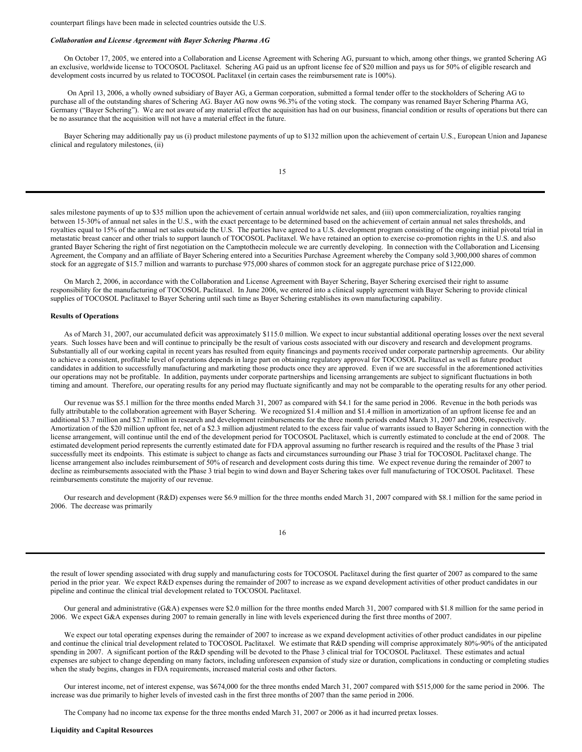counterpart filings have been made in selected countries outside the U.S.

***Collaboration and License Agreement with Bayer Schering Pharma AG***

On October 17, 2005, we entered into a Collaboration and License Agreement with Schering AG, pursuant to which, among other things, we granted Schering AG an exclusive, worldwide license to TOCOSOL Paclitaxel. Schering AG paid us an upfront license fee of $20 million and pays us for 50% of eligible research and development costs incurred by us related to TOCOSOL Paclitaxel (in certain cases the reimbursement rate is 100%).

On April 13, 2006, a wholly owned subsidiary of Bayer AG, a German corporation, submitted a formal tender offer to the stockholders of Schering AG to purchase all of the outstanding shares of Schering AG. Bayer AG now owns 96.3% of the voting stock. The company was renamed Bayer Schering Pharma AG, Germany ("Bayer Schering"). We are not aware of any material effect the acquisition has had on our business, financial condition or results of operations but there can be no assurance that the acquisition will not have a material effect in the future.

Bayer Schering may additionally pay us (i) product milestone payments of up to $132 million upon the achievement of certain U.S., European Union and Japanese clinical and regulatory milestones, (ii) sales milestone payments of up to $35 million upon the achievement of certain annual worldwide net sales, and (iii) upon commercialization, royalties ranging between 15-30% of annual net sales in the U.S., with the exact percentage to be determined based on the achievement of certain annual net sales thresholds, and royalties equal to 15% of the annual net sales outside the U.S. The parties have agreed to a U.S. development program consisting of the ongoing initial pivotal trial in metastatic breast cancer and other trials to support launch of TOCOSOL Paclitaxel. We have retained an option to exercise co-promotion rights in the U.S. and also granted Bayer Schering the right of first negotiation on the Camptothecin molecule we are currently developing. In connection with the Collaboration and Licensing Agreement, the Company and an affiliate of Bayer Schering entered into a Securities Purchase Agreement whereby the Company sold 3,900,000 shares of common stock for an aggregate of $15.7 million and warrants to purchase 975,000 shares of common stock for an aggregate purchase price of $122,000.

On March 2, 2006, in accordance with the Collaboration and License Agreement with Bayer Schering, Bayer Schering exercised their right to assume responsibility for the manufacturing of TOCOSOL Paclitaxel. In June 2006, we entered into a clinical supply agreement with Bayer Schering to provide clinical supplies of TOCOSOL Paclitaxel to Bayer Schering until such time as Bayer Schering establishes its own manufacturing capability.

**Results of Operations**

As of March 31, 2007, our accumulated deficit was approximately $115.0 million. We expect to incur substantial additional operating losses over the next several years. Such losses have been and will continue to principally be the result of various costs associated with our discovery and research and development programs. Substantially all of our working capital in recent years has resulted from equity financings and payments received under corporate partnership agreements. Our ability to achieve a consistent, profitable level of operations depends in large part on obtaining regulatory approval for TOCOSOL Paclitaxel as well as future product candidates in addition to successfully manufacturing and marketing those products once they are approved. Even if we are successful in the aforementioned activities our operations may not be profitable. In addition, payments under corporate partnerships and licensing arrangements are subject to significant fluctuations in both timing and amount. Therefore, our operating results for any period may fluctuate significantly and may not be comparable to the operating results for any other period.

Our revenue was $5.1 million for the three months ended March 31, 2007 as compared with $4.1 for the same period in 2006. Revenue in the both periods was fully attributable to the collaboration agreement with Bayer Schering. We recognized $1.4 million and $1.4 million in amortization of an upfront license fee and an additional $3.7 million and $2.7 million in research and development reimbursements for the three month periods ended March 31, 2007 and 2006, respectively. Amortization of the $20 million upfront fee, net of a $2.3 million adjustment related to the excess fair value of warrants issued to Bayer Schering in connection with the license arrangement, will continue until the end of the development period for TOCOSOL Paclitaxel, which is currently estimated to conclude at the end of 2008. The estimated development period represents the currently estimated date for FDA approval assuming no further research is required and the results of the Phase 3 trial successfully meet its endpoints. This estimate is subject to change as facts and circumstances surrounding our Phase 3 trial for TOCOSOL Paclitaxel change. The license arrangement also includes reimbursement of 50% of research and development costs during this time. We expect revenue during the remainder of 2007 to decline as reimbursements associated with the Phase 3 trial begin to wind down and Bayer Schering takes over full manufacturing of TOCOSOL Paclitaxel. These reimbursements constitute the majority of our revenue.

Our research and development (R&D) expenses were $6.9 million for the three months ended March 31, 2007 compared with $8.1 million for the same period in 2006. The decrease was primarily the result of lower spending associated with drug supply and manufacturing costs for TOCOSOL Paclitaxel during the first quarter of 2007 as compared to the same period in the prior year. We expect R&D expenses during the remainder of 2007 to increase as we expand development activities of other product candidates in our pipeline and continue the clinical trial development related to TOCOSOL Paclitaxel.

Our general and administrative (G&A) expenses were $2.0 million for the three months ended March 31, 2007 compared with $1.8 million for the same period in 2006. We expect G&A expenses during 2007 to remain generally in line with levels experienced during the first three months of 2007.

We expect our total operating expenses during the remainder of 2007 to increase as we expand development activities of other product candidates in our pipeline and continue the clinical trial development related to TOCOSOL Paclitaxel. We estimate that R&D spending will comprise approximately 80%-90% of the anticipated spending in 2007. A significant portion of the R&D spending will be devoted to the Phase 3 clinical trial for TOCOSOL Paclitaxel. These estimates and actual expenses are subject to change depending on many factors, including unforeseen expansion of study size or duration, complications in conducting or completing studies when the study begins, changes in FDA requirements, increased material costs and other factors.

Our interest income, net of interest expense, was $674,000 for the three months ended March 31, 2007 compared with $515,000 for the same period in 2006. The increase was due primarily to higher levels of invested cash in the first three months of 2007 than the same period in 2006.

The Company had no income tax expense for the three months ended March 31, 2007 or 2006 as it had incurred pretax losses.

**Liquidity and Capital Resources**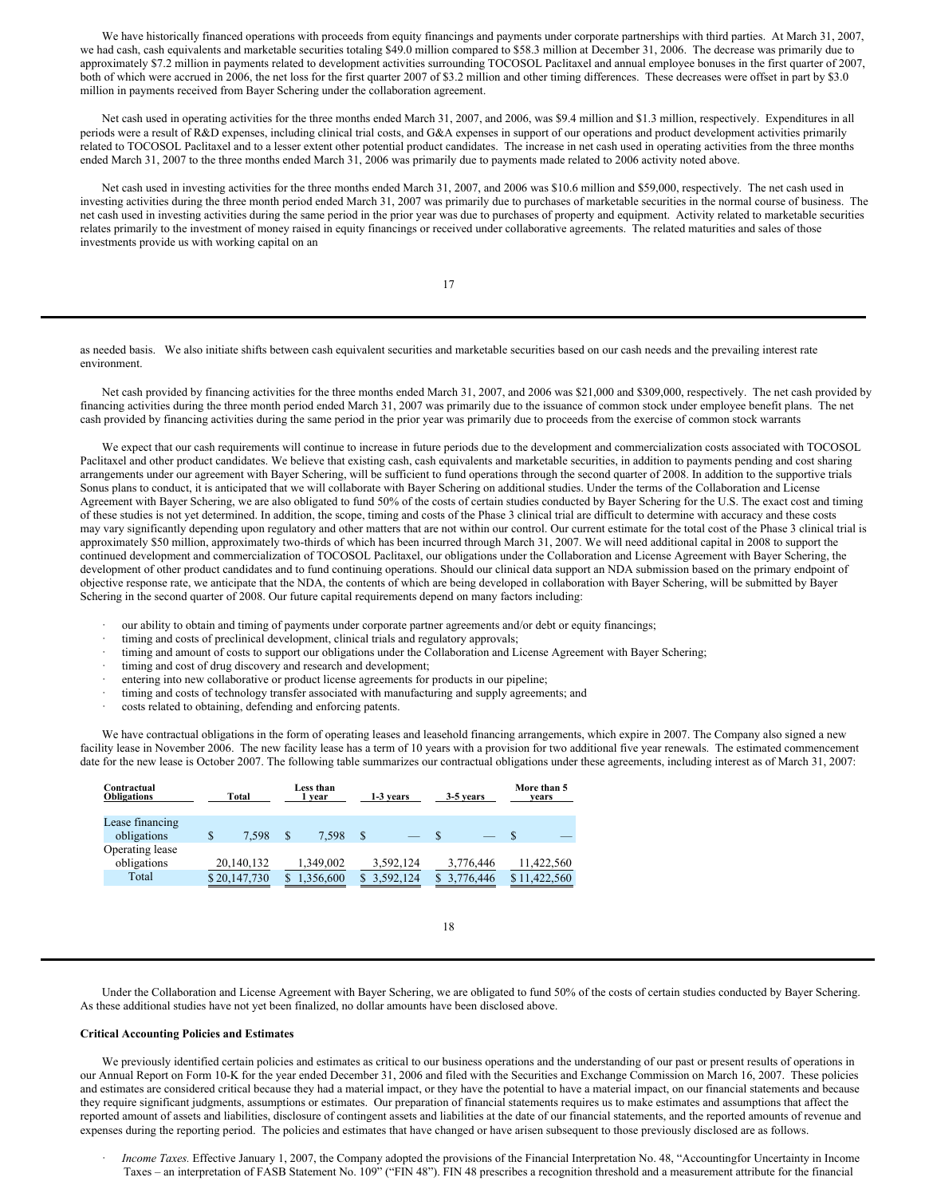We have historically financed operations with proceeds from equity financings and payments under corporate partnerships with third parties. At March 31, 2007, we had cash, cash equivalents and marketable securities totaling $49.0 million compared to $58.3 million at December 31, 2006. The decrease was primarily due to approximately $7.2 million in payments related to development activities surrounding TOCOSOL Paclitaxel and annual employee bonuses in the first quarter of 2007, both of which were accrued in 2006, the net loss for the first quarter 2007 of $3.2 million and other timing differences. These decreases were offset in part by $3.0 million in payments received from Bayer Schering under the collaboration agreement.

Net cash used in operating activities for the three months ended March 31, 2007, and 2006, was $9.4 million and $1.3 million, respectively. Expenditures in all periods were a result of R&D expenses, including clinical trial costs, and G&A expenses in support of our operations and product development activities primarily related to TOCOSOL Paclitaxel and to a lesser extent other potential product candidates. The increase in net cash used in operating activities from the three months ended March 31, 2007 to the three months ended March 31, 2006 was primarily due to payments made related to 2006 activity noted above.

Net cash used in investing activities for the three months ended March 31, 2007, and 2006 was $10.6 million and $59,000, respectively. The net cash used in investing activities during the three month period ended March 31, 2007 was primarily due to purchases of marketable securities in the normal course of business. The net cash used in investing activities during the same period in the prior year was due to purchases of property and equipment. Activity related to marketable securities relates primarily to the investment of money raised in equity financings or received under collaborative agreements. The related maturities and sales of those investments provide us with working capital on an as needed basis. We also initiate shifts between cash equivalent securities and marketable securities based on our cash needs and the prevailing interest rate environment.

Net cash provided by financing activities for the three months ended March 31, 2007, and 2006 was $21,000 and $309,000, respectively. The net cash provided by financing activities during the three month period ended March 31, 2007 was primarily due to the issuance of common stock under employee benefit plans. The net cash provided by financing activities during the same period in the prior year was primarily due to proceeds from the exercise of common stock warrants

We expect that our cash requirements will continue to increase in future periods due to the development and commercialization costs associated with TOCOSOL Paclitaxel and other product candidates. We believe that existing cash, cash equivalents and marketable securities, in addition to payments pending and cost sharing arrangements under our agreement with Bayer Schering, will be sufficient to fund operations through the second quarter of 2008. In addition to the supportive trials Sonus plans to conduct, it is anticipated that we will collaborate with Bayer Schering on additional studies. Under the terms of the Collaboration and License Agreement with Bayer Schering, we are also obligated to fund 50% of the costs of certain studies conducted by Bayer Schering for the U.S. The exact cost and timing of these studies is not yet determined. In addition, the scope, timing and costs of the Phase 3 clinical trial are difficult to determine with accuracy and these costs may vary significantly depending upon regulatory and other matters that are not within our control. Our current estimate for the total cost of the Phase 3 clinical trial is approximately $50 million, approximately two-thirds of which has been incurred through March 31, 2007. We will need additional capital in 2008 to support the continued development and commercialization of TOCOSOL Paclitaxel, our obligations under the Collaboration and License Agreement with Bayer Schering, the development of other product candidates and to fund continuing operations. Should our clinical data support an NDA submission based on the primary endpoint of objective response rate, we anticipate that the NDA, the contents of which are being developed in collaboration with Bayer Schering, will be submitted by Bayer Schering in the second quarter of 2008. Our future capital requirements depend on many factors including:

- our ability to obtain and timing of payments under corporate partner agreements and/or debt or equity financings;
- timing and costs of preclinical development, clinical trials and regulatory approvals;
- timing and amount of costs to support our obligations under the Collaboration and License Agreement with Bayer Schering;
- timing and cost of drug discovery and research and development;
- entering into new collaborative or product license agreements for products in our pipeline;
- timing and costs of technology transfer associated with manufacturing and supply agreements; and
- costs related to obtaining, defending and enforcing patents.

We have contractual obligations in the form of operating leases and leasehold financing arrangements, which expire in 2007. The Company also signed a new facility lease in November 2006. The new facility lease has a term of 10 years with a provision for two additional five year renewals. The estimated commencement date for the new lease is October 2007. The following table summarizes our contractual obligations under these agreements, including interest as of March 31, 2007:

| Contractual Obligations | Total | Less than 1 year | 1-3 years | 3-5 years | More than 5 years |
|---|---|---|---|---|---|
| Lease financing obligations | $ 7,598 | $ 7,598 | $ — | $ — | $ — |
| Operating lease obligations | 20,140,132 | 1,349,002 | 3,592,124 | 3,776,446 | 11,422,560 |
| Total | $ 20,147,730 | $ 1,356,600 | $ 3,592,124 | $ 3,776,446 | $ 11,422,560 |

Under the Collaboration and License Agreement with Bayer Schering, we are obligated to fund 50% of the costs of certain studies conducted by Bayer Schering. As these additional studies have not yet been finalized, no dollar amounts have been disclosed above.

**Critical Accounting Policies and Estimates**

We previously identified certain policies and estimates as critical to our business operations and the understanding of our past or present results of operations in our Annual Report on Form 10-K for the year ended December 31, 2006 and filed with the Securities and Exchange Commission on March 16, 2007. These policies and estimates are considered critical because they had a material impact, or they have the potential to have a material impact, on our financial statements and because they require significant judgments, assumptions or estimates. Our preparation of financial statements requires us to make estimates and assumptions that affect the reported amount of assets and liabilities, disclosure of contingent assets and liabilities at the date of our financial statements, and the reported amounts of revenue and expenses during the reporting period. The policies and estimates that have changed or have arisen subsequent to those previously disclosed are as follows.

- *Income Taxes.* Effective January 1, 2007, the Company adopted the provisions of the Financial Interpretation No. 48, "Accountingfor Uncertainty in Income Taxes – an interpretation of FASB Statement No. 109" ("FIN 48"). FIN 48 prescribes a recognition threshold and a measurement attribute for the financial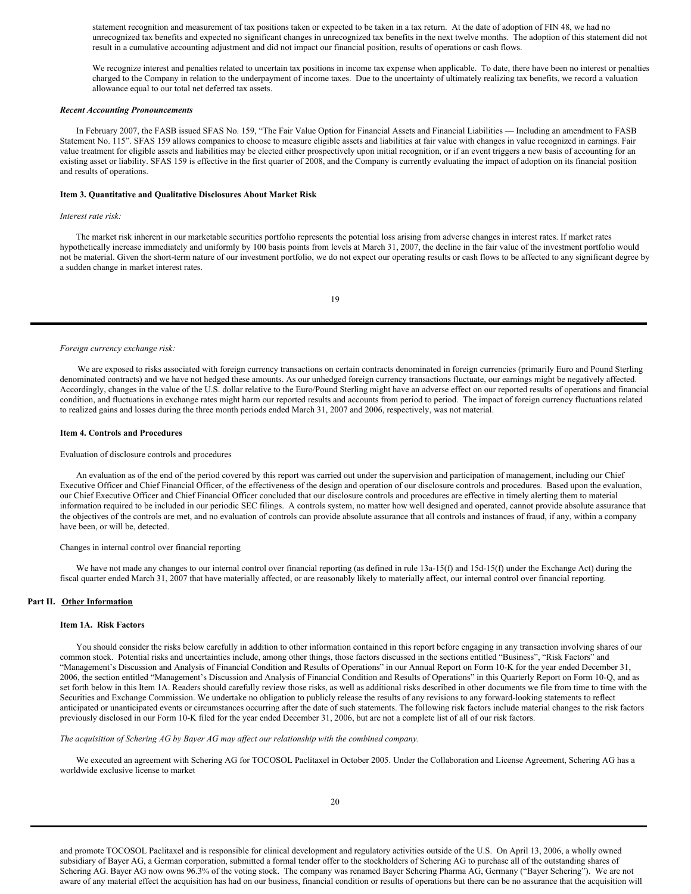statement recognition and measurement of tax positions taken or expected to be taken in a tax return. At the date of adoption of FIN 48, we had no unrecognized tax benefits and expected no significant changes in unrecognized tax benefits in the next twelve months. The adoption of this statement did not result in a cumulative accounting adjustment and did not impact our financial position, results of operations or cash flows.

We recognize interest and penalties related to uncertain tax positions in income tax expense when applicable. To date, there have been no interest or penalties charged to the Company in relation to the underpayment of income taxes. Due to the uncertainty of ultimately realizing tax benefits, we record a valuation allowance equal to our total net deferred tax assets.

***Recent Accounting Pronouncements***

In February 2007, the FASB issued SFAS No. 159, "The Fair Value Option for Financial Assets and Financial Liabilities — Including an amendment to FASB Statement No. 115". SFAS 159 allows companies to choose to measure eligible assets and liabilities at fair value with changes in value recognized in earnings. Fair value treatment for eligible assets and liabilities may be elected either prospectively upon initial recognition, or if an event triggers a new basis of accounting for an existing asset or liability. SFAS 159 is effective in the first quarter of 2008, and the Company is currently evaluating the impact of adoption on its financial position and results of operations.

### Item 3. Quantitative and Qualitative Disclosures About Market Risk

*Interest rate risk:*

The market risk inherent in our marketable securities portfolio represents the potential loss arising from adverse changes in interest rates. If market rates hypothetically increase immediately and uniformly by 100 basis points from levels at March 31, 2007, the decline in the fair value of the investment portfolio would not be material. Given the short-term nature of our investment portfolio, we do not expect our operating results or cash flows to be affected to any significant degree by a sudden change in market interest rates.

*Foreign currency exchange risk:*

We are exposed to risks associated with foreign currency transactions on certain contracts denominated in foreign currencies (primarily Euro and Pound Sterling denominated contracts) and we have not hedged these amounts. As our unhedged foreign currency transactions fluctuate, our earnings might be negatively affected. Accordingly, changes in the value of the U.S. dollar relative to the Euro/Pound Sterling might have an adverse effect on our reported results of operations and financial condition, and fluctuations in exchange rates might harm our reported results and accounts from period to period. The impact of foreign currency fluctuations related to realized gains and losses during the three month periods ended March 31, 2007 and 2006, respectively, was not material.

### Item 4. Controls and Procedures

Evaluation of disclosure controls and procedures

An evaluation as of the end of the period covered by this report was carried out under the supervision and participation of management, including our Chief Executive Officer and Chief Financial Officer, of the effectiveness of the design and operation of our disclosure controls and procedures. Based upon the evaluation, our Chief Executive Officer and Chief Financial Officer concluded that our disclosure controls and procedures are effective in timely alerting them to material information required to be included in our periodic SEC filings. A controls system, no matter how well designed and operated, cannot provide absolute assurance that the objectives of the controls are met, and no evaluation of controls can provide absolute assurance that all controls and instances of fraud, if any, within a company have been, or will be, detected.

Changes in internal control over financial reporting

We have not made any changes to our internal control over financial reporting (as defined in rule 13a-15(f) and 15d-15(f) under the Exchange Act) during the fiscal quarter ended March 31, 2007 that have materially affected, or are reasonably likely to materially affect, our internal control over financial reporting.

## Part II. Other Information

### Item 1A. Risk Factors

You should consider the risks below carefully in addition to other information contained in this report before engaging in any transaction involving shares of our common stock. Potential risks and uncertainties include, among other things, those factors discussed in the sections entitled "Business", "Risk Factors" and "Management's Discussion and Analysis of Financial Condition and Results of Operations" in our Annual Report on Form 10-K for the year ended December 31, 2006, the section entitled "Management's Discussion and Analysis of Financial Condition and Results of Operations" in this Quarterly Report on Form 10-Q, and as set forth below in this Item 1A. Readers should carefully review those risks, as well as additional risks described in other documents we file from time to time with the Securities and Exchange Commission. We undertake no obligation to publicly release the results of any revisions to any forward-looking statements to reflect anticipated or unanticipated events or circumstances occurring after the date of such statements. The following risk factors include material changes to the risk factors previously disclosed in our Form 10-K filed for the year ended December 31, 2006, but are not a complete list of all of our risk factors.

*The acquisition of Schering AG by Bayer AG may affect our relationship with the combined company.*

We executed an agreement with Schering AG for TOCOSOL Paclitaxel in October 2005. Under the Collaboration and License Agreement, Schering AG has a worldwide exclusive license to market and promote TOCOSOL Paclitaxel and is responsible for clinical development and regulatory activities outside of the U.S. On April 13, 2006, a wholly owned subsidiary of Bayer AG, a German corporation, submitted a formal tender offer to the stockholders of Schering AG to purchase all of the outstanding shares of Schering AG. Bayer AG now owns 96.3% of the voting stock. The company was renamed Bayer Schering Pharma AG, Germany ("Bayer Schering"). We are not aware of any material effect the acquisition has had on our business, financial condition or results of operations but there can be no assurance that the acquisition will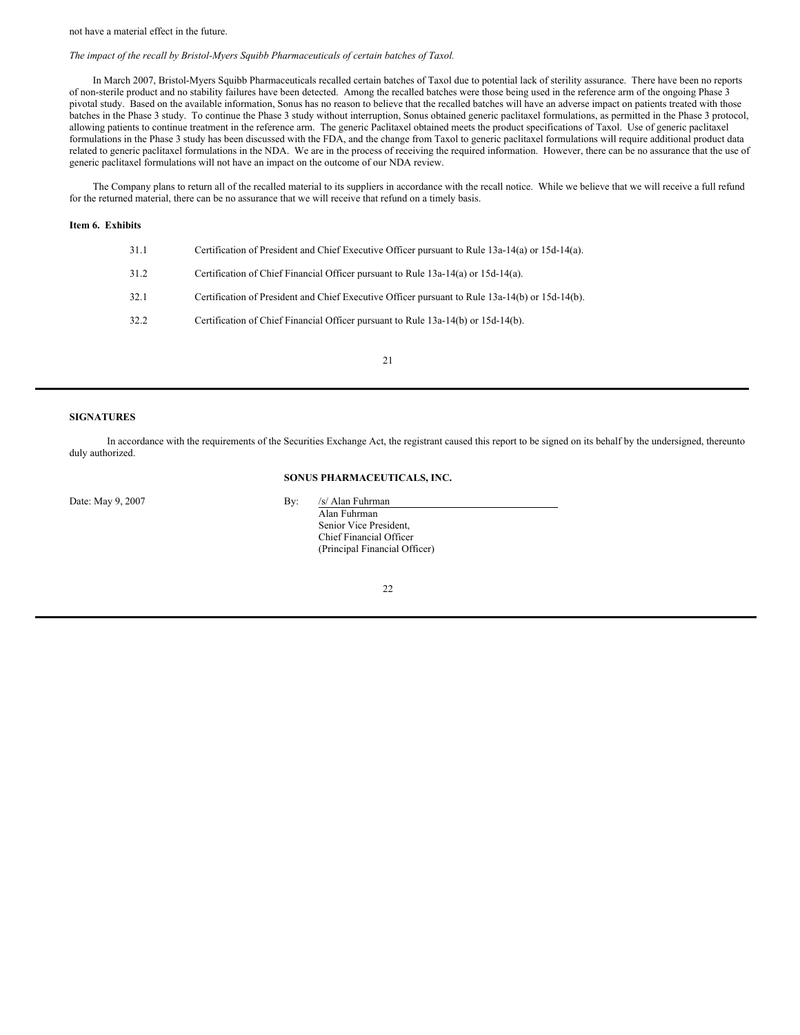not have a material effect in the future.

*The impact of the recall by Bristol-Myers Squibb Pharmaceuticals of certain batches of Taxol.*

In March 2007, Bristol-Myers Squibb Pharmaceuticals recalled certain batches of Taxol due to potential lack of sterility assurance. There have been no reports of non-sterile product and no stability failures have been detected. Among the recalled batches were those being used in the reference arm of the ongoing Phase 3 pivotal study. Based on the available information, Sonus has no reason to believe that the recalled batches will have an adverse impact on patients treated with those batches in the Phase 3 study. To continue the Phase 3 study without interruption, Sonus obtained generic paclitaxel formulations, as permitted in the Phase 3 protocol, allowing patients to continue treatment in the reference arm. The generic Paclitaxel obtained meets the product specifications of Taxol. Use of generic paclitaxel formulations in the Phase 3 study has been discussed with the FDA, and the change from Taxol to generic paclitaxel formulations will require additional product data related to generic paclitaxel formulations in the NDA. We are in the process of receiving the required information. However, there can be no assurance that the use of generic paclitaxel formulations will not have an impact on the outcome of our NDA review.

The Company plans to return all of the recalled material to its suppliers in accordance with the recall notice. While we believe that we will receive a full refund for the returned material, there can be no assurance that we will receive that refund on a timely basis.

**Item 6. Exhibits**

| | |
|---|---|
| 31.1 | Certification of President and Chief Executive Officer pursuant to Rule 13a-14(a) or 15d-14(a). |
| 31.2 | Certification of Chief Financial Officer pursuant to Rule 13a-14(a) or 15d-14(a). |
| 32.1 | Certification of President and Chief Executive Officer pursuant to Rule 13a-14(b) or 15d-14(b). |
| 32.2 | Certification of Chief Financial Officer pursuant to Rule 13a-14(b) or 15d-14(b). |

**SIGNATURES**

In accordance with the requirements of the Securities Exchange Act, the registrant caused this report to be signed on its behalf by the undersigned, thereunto duly authorized.

**SONUS PHARMACEUTICALS, INC.**

Date: May 9, 2007

By: /s/ Alan Fuhrman
Alan Fuhrman
Senior Vice President,
Chief Financial Officer
(Principal Financial Officer)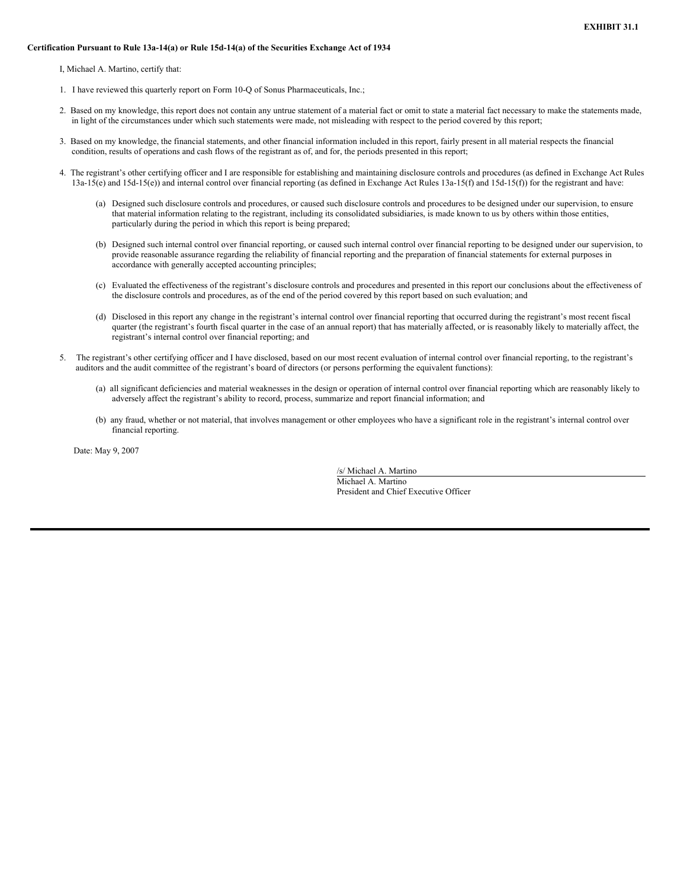**EXHIBIT 31.1**

**Certification Pursuant to Rule 13a-14(a) or Rule 15d-14(a) of the Securities Exchange Act of 1934**

I, Michael A. Martino, certify that:

1. I have reviewed this quarterly report on Form 10-Q of Sonus Pharmaceuticals, Inc.;

2. Based on my knowledge, this report does not contain any untrue statement of a material fact or omit to state a material fact necessary to make the statements made, in light of the circumstances under which such statements were made, not misleading with respect to the period covered by this report;

3. Based on my knowledge, the financial statements, and other financial information included in this report, fairly present in all material respects the financial condition, results of operations and cash flows of the registrant as of, and for, the periods presented in this report;

4. The registrant's other certifying officer and I are responsible for establishing and maintaining disclosure controls and procedures (as defined in Exchange Act Rules 13a-15(e) and 15d-15(e)) and internal control over financial reporting (as defined in Exchange Act Rules 13a-15(f) and 15d-15(f)) for the registrant and have:

   (a) Designed such disclosure controls and procedures, or caused such disclosure controls and procedures to be designed under our supervision, to ensure that material information relating to the registrant, including its consolidated subsidiaries, is made known to us by others within those entities, particularly during the period in which this report is being prepared;

   (b) Designed such internal control over financial reporting, or caused such internal control over financial reporting to be designed under our supervision, to provide reasonable assurance regarding the reliability of financial reporting and the preparation of financial statements for external purposes in accordance with generally accepted accounting principles;

   (c) Evaluated the effectiveness of the registrant's disclosure controls and procedures and presented in this report our conclusions about the effectiveness of the disclosure controls and procedures, as of the end of the period covered by this report based on such evaluation; and

   (d) Disclosed in this report any change in the registrant's internal control over financial reporting that occurred during the registrant's most recent fiscal quarter (the registrant's fourth fiscal quarter in the case of an annual report) that has materially affected, or is reasonably likely to materially affect, the registrant's internal control over financial reporting; and

5. The registrant's other certifying officer and I have disclosed, based on our most recent evaluation of internal control over financial reporting, to the registrant's auditors and the audit committee of the registrant's board of directors (or persons performing the equivalent functions):

   (a) all significant deficiencies and material weaknesses in the design or operation of internal control over financial reporting which are reasonably likely to adversely affect the registrant's ability to record, process, summarize and report financial information; and

   (b) any fraud, whether or not material, that involves management or other employees who have a significant role in the registrant's internal control over financial reporting.

Date: May 9, 2007

/s/ Michael A. Martino
Michael A. Martino
President and Chief Executive Officer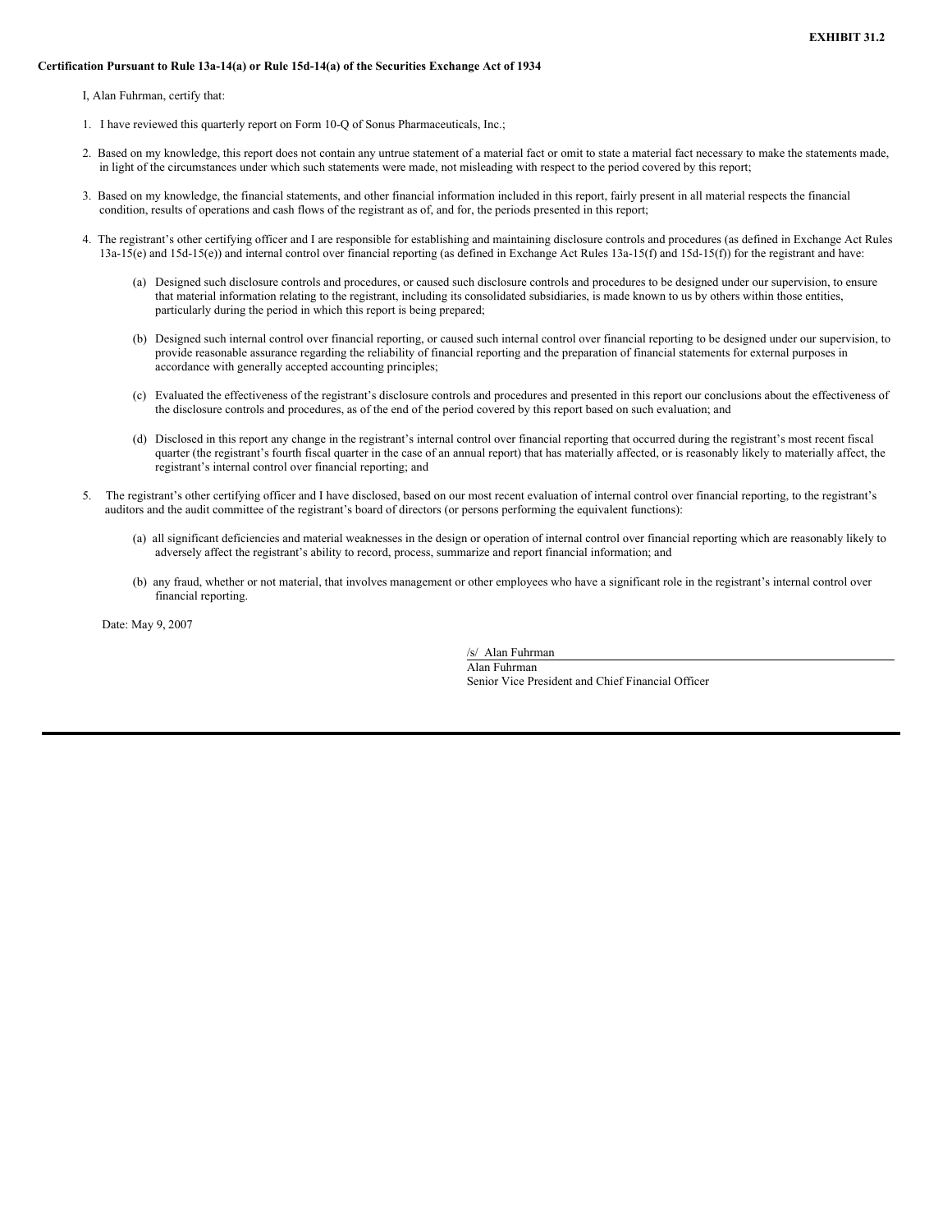**EXHIBIT 31.2**

**Certification Pursuant to Rule 13a-14(a) or Rule 15d-14(a) of the Securities Exchange Act of 1934**

I, Alan Fuhrman, certify that:

1. I have reviewed this quarterly report on Form 10-Q of Sonus Pharmaceuticals, Inc.;

2. Based on my knowledge, this report does not contain any untrue statement of a material fact or omit to state a material fact necessary to make the statements made, in light of the circumstances under which such statements were made, not misleading with respect to the period covered by this report;

3. Based on my knowledge, the financial statements, and other financial information included in this report, fairly present in all material respects the financial condition, results of operations and cash flows of the registrant as of, and for, the periods presented in this report;

4. The registrant's other certifying officer and I are responsible for establishing and maintaining disclosure controls and procedures (as defined in Exchange Act Rules 13a-15(e) and 15d-15(e)) and internal control over financial reporting (as defined in Exchange Act Rules 13a-15(f) and 15d-15(f)) for the registrant and have:

   (a) Designed such disclosure controls and procedures, or caused such disclosure controls and procedures to be designed under our supervision, to ensure that material information relating to the registrant, including its consolidated subsidiaries, is made known to us by others within those entities, particularly during the period in which this report is being prepared;

   (b) Designed such internal control over financial reporting, or caused such internal control over financial reporting to be designed under our supervision, to provide reasonable assurance regarding the reliability of financial reporting and the preparation of financial statements for external purposes in accordance with generally accepted accounting principles;

   (c) Evaluated the effectiveness of the registrant's disclosure controls and procedures and presented in this report our conclusions about the effectiveness of the disclosure controls and procedures, as of the end of the period covered by this report based on such evaluation; and

   (d) Disclosed in this report any change in the registrant's internal control over financial reporting that occurred during the registrant's most recent fiscal quarter (the registrant's fourth fiscal quarter in the case of an annual report) that has materially affected, or is reasonably likely to materially affect, the registrant's internal control over financial reporting; and

5. The registrant's other certifying officer and I have disclosed, based on our most recent evaluation of internal control over financial reporting, to the registrant's auditors and the audit committee of the registrant's board of directors (or persons performing the equivalent functions):

   (a) all significant deficiencies and material weaknesses in the design or operation of internal control over financial reporting which are reasonably likely to adversely affect the registrant's ability to record, process, summarize and report financial information; and

   (b) any fraud, whether or not material, that involves management or other employees who have a significant role in the registrant's internal control over financial reporting.

Date: May 9, 2007

/s/ Alan Fuhrman
Alan Fuhrman
Senior Vice President and Chief Financial Officer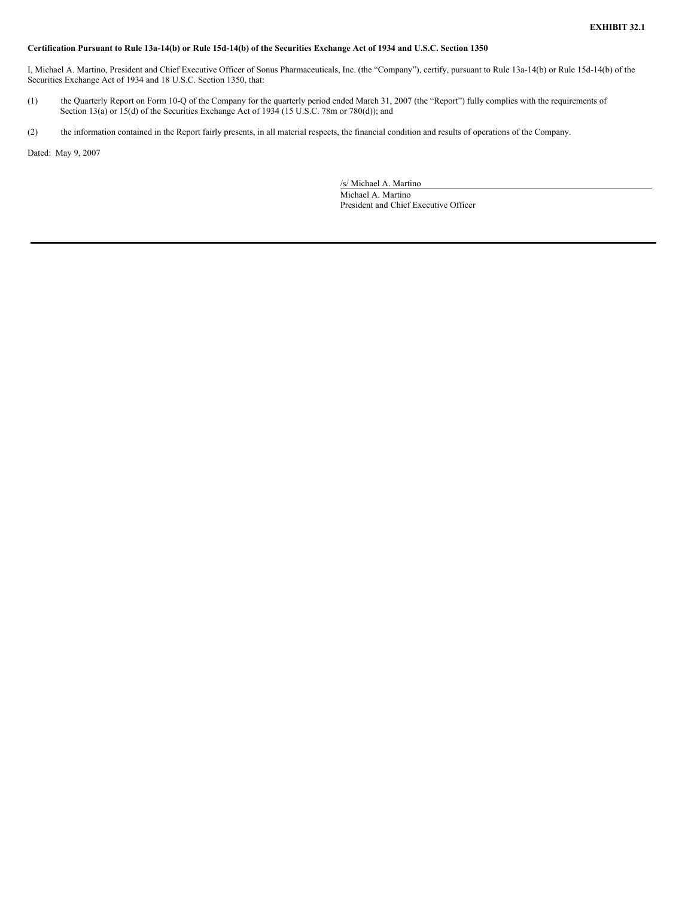**EXHIBIT 32.1**

**Certification Pursuant to Rule 13a-14(b) or Rule 15d-14(b) of the Securities Exchange Act of 1934 and U.S.C. Section 1350**

I, Michael A. Martino, President and Chief Executive Officer of Sonus Pharmaceuticals, Inc. (the "Company"), certify, pursuant to Rule 13a-14(b) or Rule 15d-14(b) of the Securities Exchange Act of 1934 and 18 U.S.C. Section 1350, that:

(1) the Quarterly Report on Form 10-Q of the Company for the quarterly period ended March 31, 2007 (the "Report") fully complies with the requirements of Section 13(a) or 15(d) of the Securities Exchange Act of 1934 (15 U.S.C. 78m or 780(d)); and

(2) the information contained in the Report fairly presents, in all material respects, the financial condition and results of operations of the Company.

Dated: May 9, 2007

/s/ Michael A. Martino
Michael A. Martino
President and Chief Executive Officer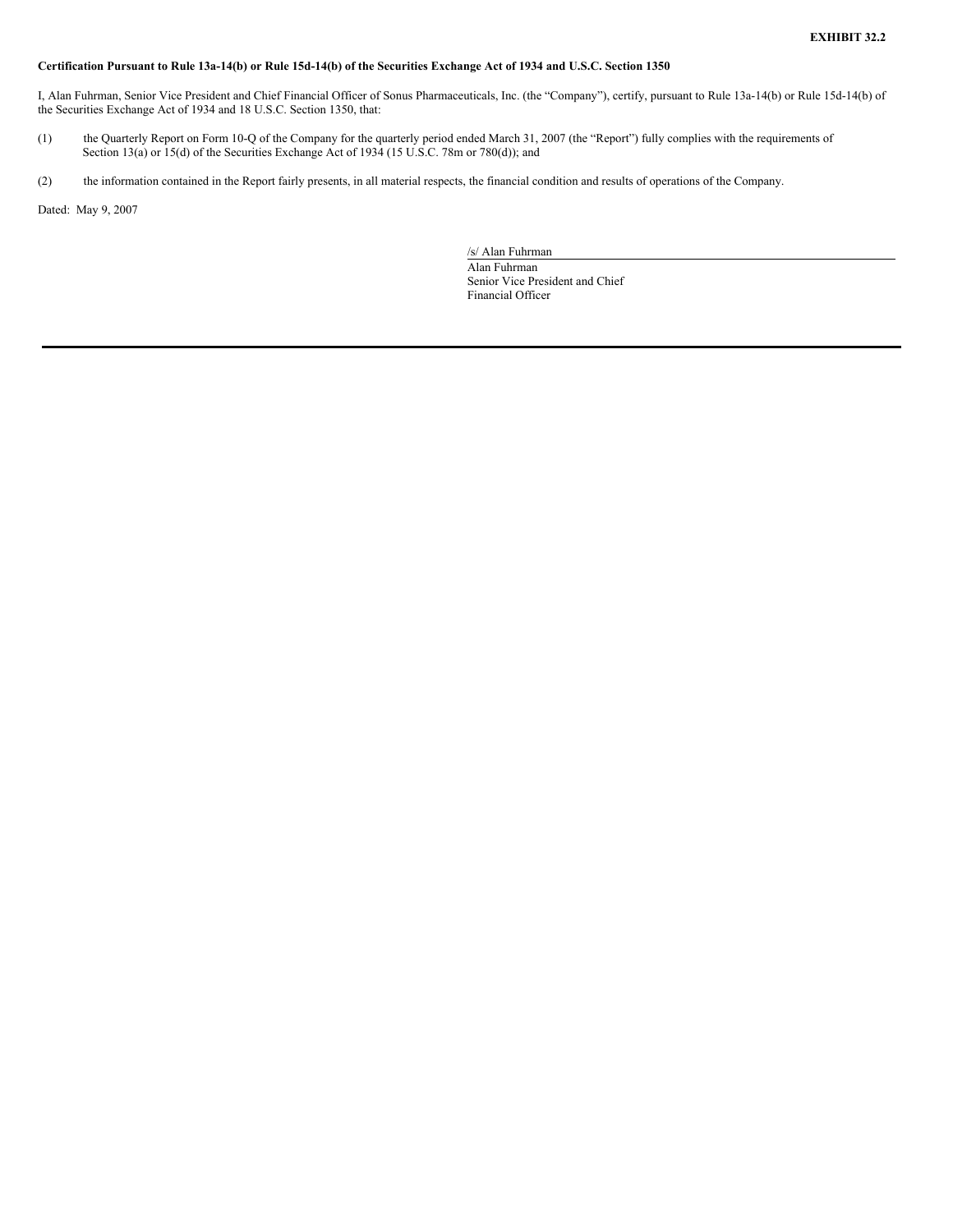**EXHIBIT 32.2**

**Certification Pursuant to Rule 13a-14(b) or Rule 15d-14(b) of the Securities Exchange Act of 1934 and U.S.C. Section 1350**

I, Alan Fuhrman, Senior Vice President and Chief Financial Officer of Sonus Pharmaceuticals, Inc. (the "Company"), certify, pursuant to Rule 13a-14(b) or Rule 15d-14(b) of the Securities Exchange Act of 1934 and 18 U.S.C. Section 1350, that:

(1) the Quarterly Report on Form 10-Q of the Company for the quarterly period ended March 31, 2007 (the "Report") fully complies with the requirements of Section 13(a) or 15(d) of the Securities Exchange Act of 1934 (15 U.S.C. 78m or 780(d)); and

(2) the information contained in the Report fairly presents, in all material respects, the financial condition and results of operations of the Company.

Dated: May 9, 2007

/s/ Alan Fuhrman

Alan Fuhrman
Senior Vice President and Chief
Financial Officer